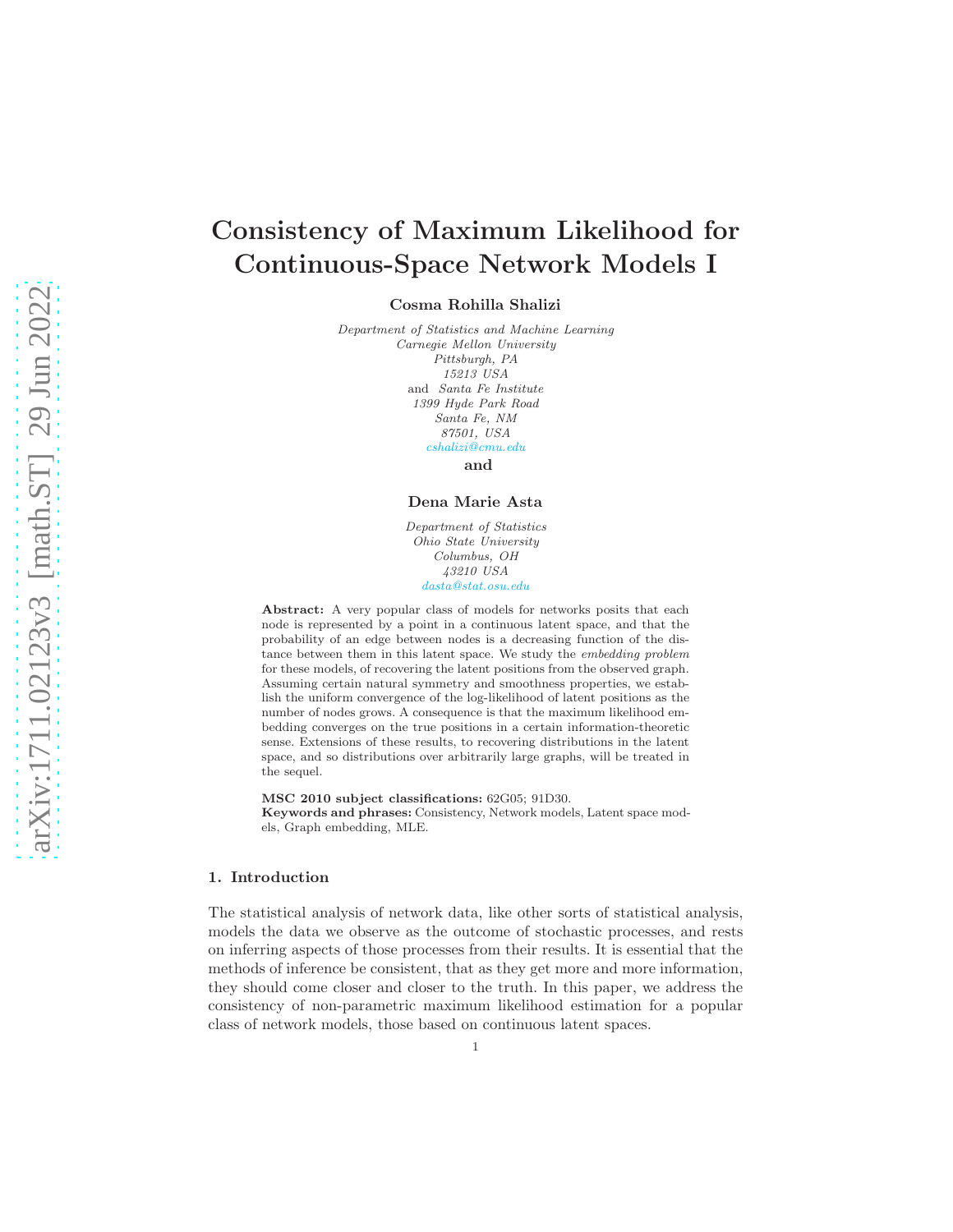# Consistency of Maximum Likelihood for Continuous-Space Network Models I

**Cosma Rohilla Shalizi**

*Department of Statistics and Machine Learning*
*Carnegie Mellon University*
*Pittsburgh, PA*
*15213 USA*
and *Santa Fe Institute*
*1399 Hyde Park Road*
*Santa Fe, NM*
*87501, USA*
*cshalizi@cmu.edu*

**and**

**Dena Marie Asta**

*Department of Statistics*
*Ohio State University*
*Columbus, OH*
*43210 USA*
*dasta@stat.osu.edu*

**Abstract:** A very popular class of models for networks posits that each node is represented by a point in a continuous latent space, and that the probability of an edge between nodes is a decreasing function of the distance between them in this latent space. We study the *embedding problem* for these models, of recovering the latent positions from the observed graph. Assuming certain natural symmetry and smoothness properties, we establish the uniform convergence of the log-likelihood of latent positions as the number of nodes grows. A consequence is that the maximum likelihood embedding converges on the true positions in a certain information-theoretic sense. Extensions of these results, to recovering distributions in the latent space, and so distributions over arbitrarily large graphs, will be treated in the sequel.

**MSC 2010 subject classifications:** 62G05; 91D30.
**Keywords and phrases:** Consistency, Network models, Latent space models, Graph embedding, MLE.

## 1. Introduction

The statistical analysis of network data, like other sorts of statistical analysis, models the data we observe as the outcome of stochastic processes, and rests on inferring aspects of those processes from their results. It is essential that the methods of inference be consistent, that as they get more and more information, they should come closer and closer to the truth. In this paper, we address the consistency of non-parametric maximum likelihood estimation for a popular class of network models, those based on continuous latent spaces.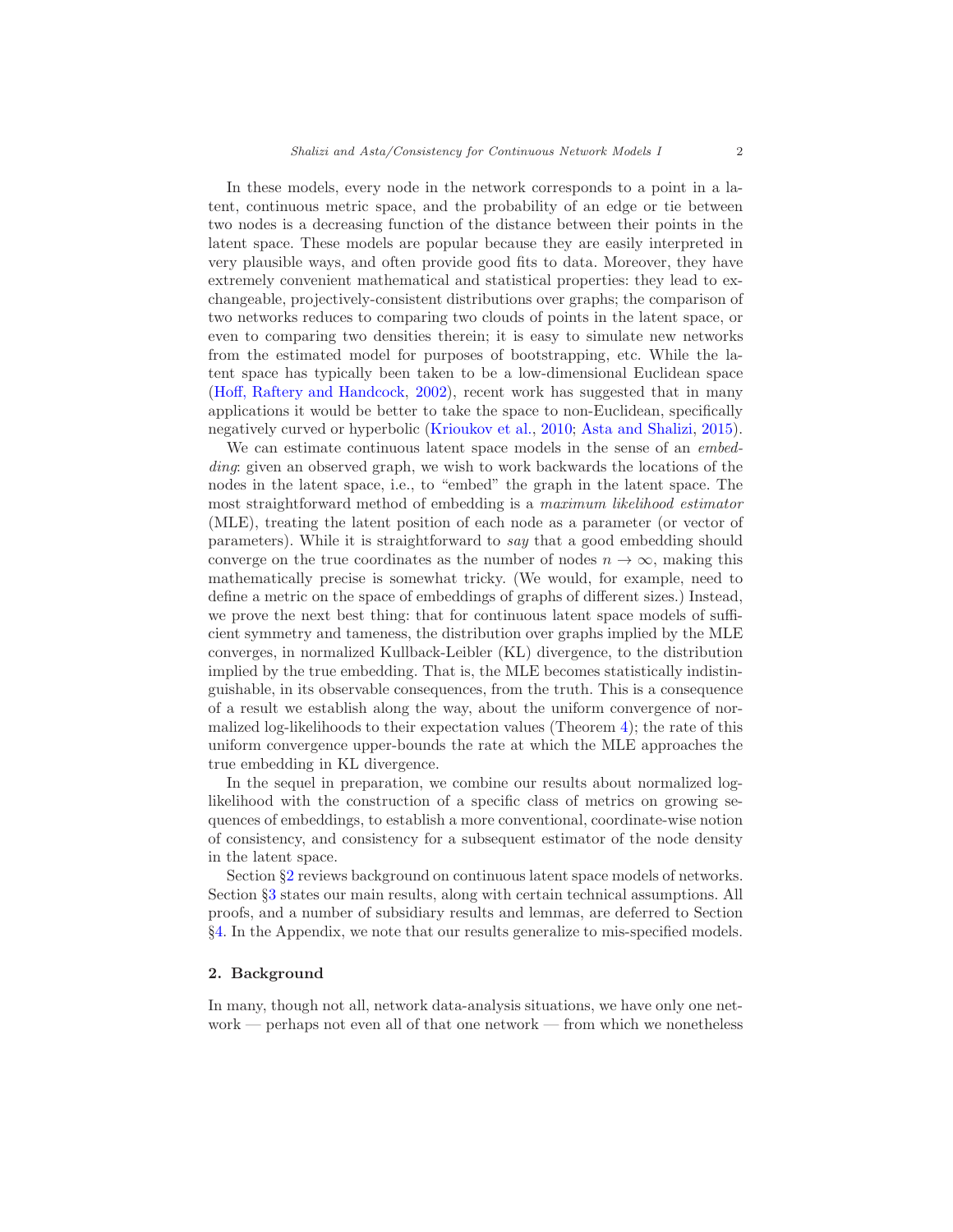In these models, every node in the network corresponds to a point in a latent, continuous metric space, and the probability of an edge or tie between two nodes is a decreasing function of the distance between their points in the latent space. These models are popular because they are easily interpreted in very plausible ways, and often provide good fits to data. Moreover, they have extremely convenient mathematical and statistical properties: they lead to exchangeable, projectively-consistent distributions over graphs; the comparison of two networks reduces to comparing two clouds of points in the latent space, or even to comparing two densities therein; it is easy to simulate new networks from the estimated model for purposes of bootstrapping, etc. While the latent space has typically been taken to be a low-dimensional Euclidean space (Hoff, Raftery and Handcock, 2002), recent work has suggested that in many applications it would be better to take the space to non-Euclidean, specifically negatively curved or hyperbolic (Krioukov et al., 2010; Asta and Shalizi, 2015).

We can estimate continuous latent space models in the sense of an *embedding*: given an observed graph, we wish to work backwards the locations of the nodes in the latent space, i.e., to "embed" the graph in the latent space. The most straightforward method of embedding is a *maximum likelihood estimator* (MLE), treating the latent position of each node as a parameter (or vector of parameters). While it is straightforward to *say* that a good embedding should converge on the true coordinates as the number of nodes $n \to \infty$, making this mathematically precise is somewhat tricky. (We would, for example, need to define a metric on the space of embeddings of graphs of different sizes.) Instead, we prove the next best thing: that for continuous latent space models of sufficient symmetry and tameness, the distribution over graphs implied by the MLE converges, in normalized Kullback-Leibler (KL) divergence, to the distribution implied by the true embedding. That is, the MLE becomes statistically indistinguishable, in its observable consequences, from the truth. This is a consequence of a result we establish along the way, about the uniform convergence of normalized log-likelihoods to their expectation values (Theorem 4); the rate of this uniform convergence upper-bounds the rate at which the MLE approaches the true embedding in KL divergence.

In the sequel in preparation, we combine our results about normalized log-likelihood with the construction of a specific class of metrics on growing sequences of embeddings, to establish a more conventional, coordinate-wise notion of consistency, and consistency for a subsequent estimator of the node density in the latent space.

Section §2 reviews background on continuous latent space models of networks. Section §3 states our main results, along with certain technical assumptions. All proofs, and a number of subsidiary results and lemmas, are deferred to Section §4. In the Appendix, we note that our results generalize to mis-specified models.

## 2. Background

In many, though not all, network data-analysis situations, we have only one network — perhaps not even all of that one network — from which we nonetheless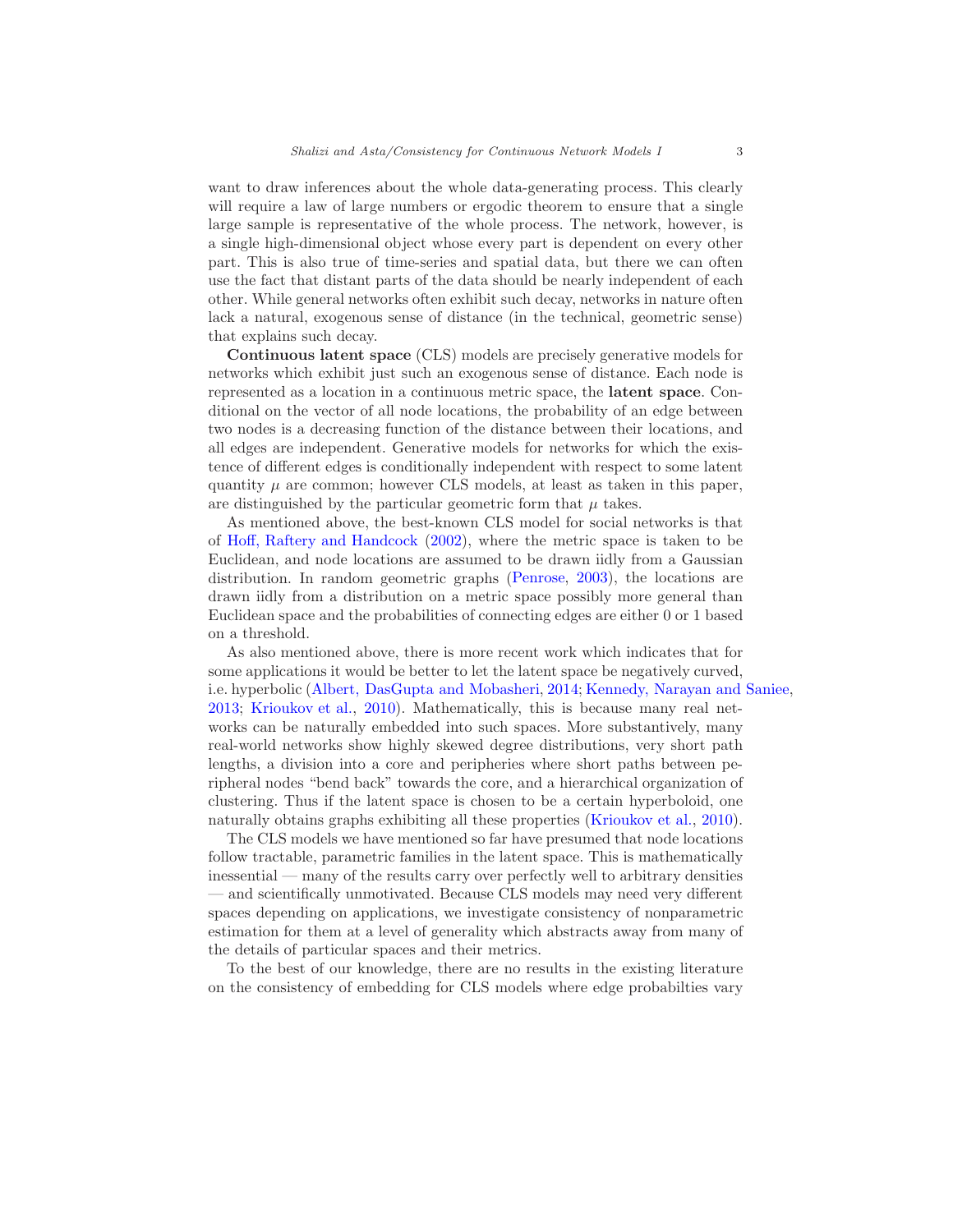want to draw inferences about the whole data-generating process. This clearly will require a law of large numbers or ergodic theorem to ensure that a single large sample is representative of the whole process. The network, however, is a single high-dimensional object whose every part is dependent on every other part. This is also true of time-series and spatial data, but there we can often use the fact that distant parts of the data should be nearly independent of each other. While general networks often exhibit such decay, networks in nature often lack a natural, exogenous sense of distance (in the technical, geometric sense) that explains such decay.

**Continuous latent space** (CLS) models are precisely generative models for networks which exhibit just such an exogenous sense of distance. Each node is represented as a location in a continuous metric space, the **latent space**. Conditional on the vector of all node locations, the probability of an edge between two nodes is a decreasing function of the distance between their locations, and all edges are independent. Generative models for networks for which the existence of different edges is conditionally independent with respect to some latent quantity $\mu$ are common; however CLS models, at least as taken in this paper, are distinguished by the particular geometric form that $\mu$ takes.

As mentioned above, the best-known CLS model for social networks is that of Hoff, Raftery and Handcock (2002), where the metric space is taken to be Euclidean, and node locations are assumed to be drawn iidly from a Gaussian distribution. In random geometric graphs (Penrose, 2003), the locations are drawn iidly from a distribution on a metric space possibly more general than Euclidean space and the probabilities of connecting edges are either 0 or 1 based on a threshold.

As also mentioned above, there is more recent work which indicates that for some applications it would be better to let the latent space be negatively curved, i.e. hyperbolic (Albert, DasGupta and Mobasheri, 2014; Kennedy, Narayan and Saniee, 2013; Krioukov et al., 2010). Mathematically, this is because many real networks can be naturally embedded into such spaces. More substantively, many real-world networks show highly skewed degree distributions, very short path lengths, a division into a core and peripheries where short paths between peripheral nodes "bend back" towards the core, and a hierarchical organization of clustering. Thus if the latent space is chosen to be a certain hyperboloid, one naturally obtains graphs exhibiting all these properties (Krioukov et al., 2010).

The CLS models we have mentioned so far have presumed that node locations follow tractable, parametric families in the latent space. This is mathematically inessential — many of the results carry over perfectly well to arbitrary densities — and scientifically unmotivated. Because CLS models may need very different spaces depending on applications, we investigate consistency of nonparametric estimation for them at a level of generality which abstracts away from many of the details of particular spaces and their metrics.

To the best of our knowledge, there are no results in the existing literature on the consistency of embedding for CLS models where edge probabilties vary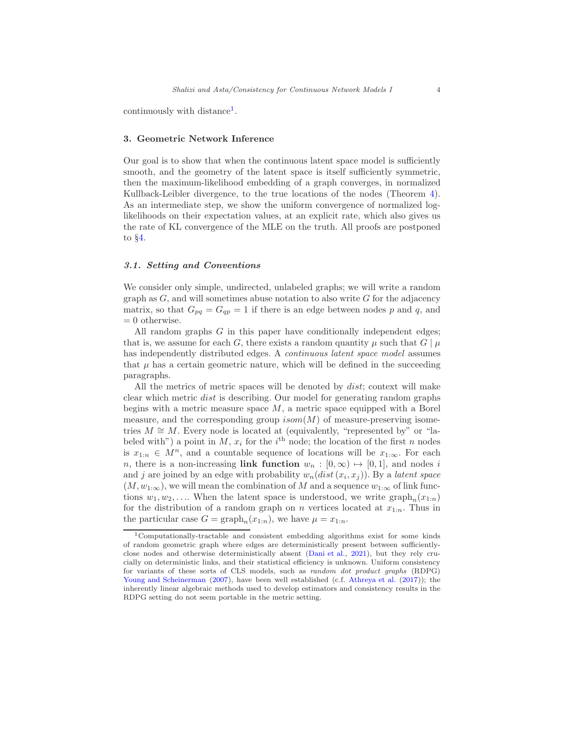continuously with distance[1].

## 3. Geometric Network Inference

Our goal is to show that when the continuous latent space model is sufficiently smooth, and the geometry of the latent space is itself sufficiently symmetric, then the maximum-likelihood embedding of a graph converges, in normalized Kullback-Leibler divergence, to the true locations of the nodes (Theorem 4). As an intermediate step, we show the uniform convergence of normalized log-likelihoods on their expectation values, at an explicit rate, which also gives us the rate of KL convergence of the MLE on the truth. All proofs are postponed to §4.

### 3.1. Setting and Conventions

We consider only simple, undirected, unlabeled graphs; we will write a random graph as $G$, and will sometimes abuse notation to also write $G$ for the adjacency matrix, so that $G_{pq} = G_{qp} = 1$ if there is an edge between nodes $p$ and $q$, and $= 0$ otherwise.

All random graphs $G$ in this paper have conditionally independent edges; that is, we assume for each $G$, there exists a random quantity $\mu$ such that $G \mid \mu$ has independently distributed edges. A *continuous latent space model* assumes that $\mu$ has a certain geometric nature, which will be defined in the succeeding paragraphs.

All the metrics of metric spaces will be denoted by *dist*; context will make clear which metric *dist* is describing. Our model for generating random graphs begins with a metric measure space $M$, a metric space equipped with a Borel measure, and the corresponding group $isom(M)$ of measure-preserving isometries $M \cong M$. Every node is located at (equivalently, "represented by" or "labeled with") a point in $M$, $x_i$ for the $i^{\text{th}}$ node; the location of the first $n$ nodes is $x_{1:n} \in M^n$, and a countable sequence of locations will be $x_{1:\infty}$. For each $n$, there is a non-increasing **link function** $w_n : [0, \infty) \mapsto [0, 1]$, and nodes $i$ and $j$ are joined by an edge with probability $w_n(dist\,(x_i, x_j))$. By a *latent space* $(M, w_{1:\infty})$, we will mean the combination of $M$ and a sequence $w_{1:\infty}$ of link functions $w_1, w_2, \ldots$. When the latent space is understood, we write $\text{graph}_n(x_{1:n})$ for the distribution of a random graph on $n$ vertices located at $x_{1:n}$. Thus in the particular case $G = \text{graph}_n(x_{1:n})$, we have $\mu = x_{1:n}$.

[1] Computationally-tractable and consistent embedding algorithms exist for some kinds of random geometric graph where edges are deterministically present between sufficiently-close nodes and otherwise deterministically absent (Dani et al., 2021), but they rely crucially on deterministic links, and their statistical efficiency is unknown. Uniform consistency for variants of these sorts of CLS models, such as *random dot product graphs* (RDPG) Young and Scheinerman (2007), have been well established (c.f. Athreya et al. (2017)); the inherently linear algebraic methods used to develop estimators and consistency results in the RDPG setting do not seem portable in the metric setting.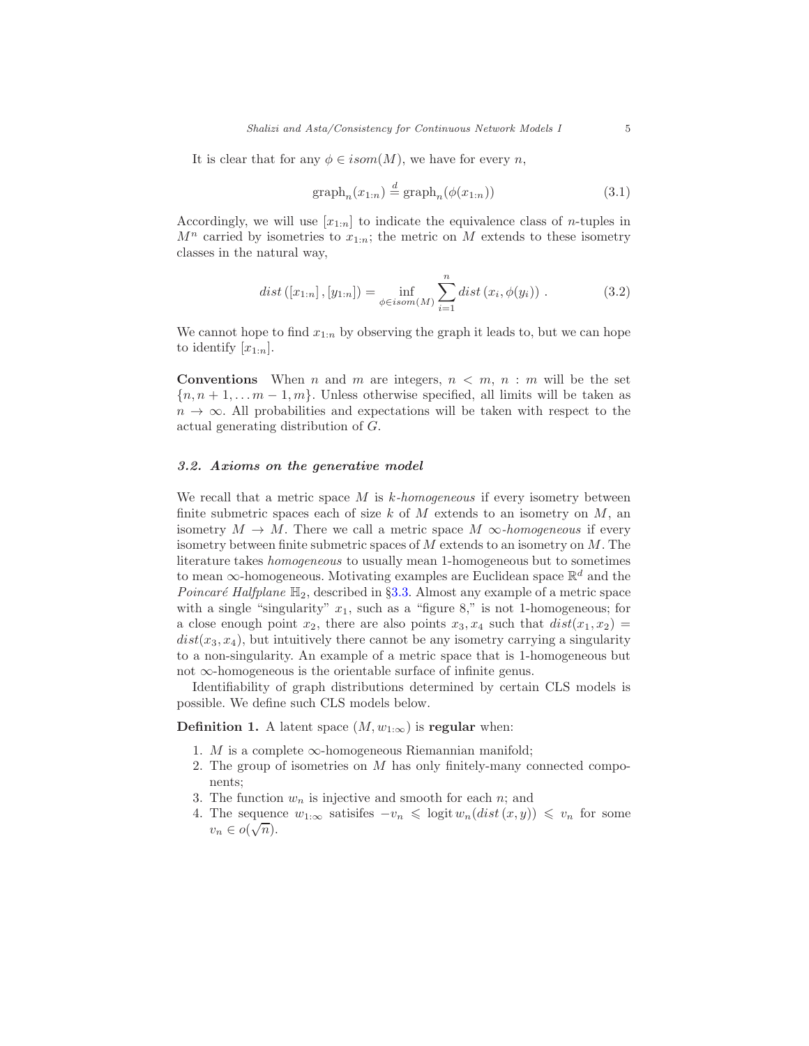It is clear that for any $\phi \in isom(M)$, we have for every $n$,

$$\text{graph}_n(x_{1:n}) \stackrel{d}{=} \text{graph}_n(\phi(x_{1:n})) \tag{3.1}$$

Accordingly, we will use $[x_{1:n}]$ to indicate the equivalence class of $n$-tuples in $M^n$ carried by isometries to $x_{1:n}$; the metric on $M$ extends to these isometry classes in the natural way,

$$dist\left([x_{1:n}], [y_{1:n}]\right) = \inf_{\phi \in isom(M)} \sum_{i=1}^{n} dist\left(x_i, \phi(y_i)\right) . \tag{3.2}$$

We cannot hope to find $x_{1:n}$ by observing the graph it leads to, but we can hope to identify $[x_{1:n}]$.

**Conventions** When $n$ and $m$ are integers, $n < m$, $n : m$ will be the set $\{n, n+1, \ldots m-1, m\}$. Unless otherwise specified, all limits will be taken as $n \to \infty$. All probabilities and expectations will be taken with respect to the actual generating distribution of $G$.

### *3.2. Axioms on the generative model*

We recall that a metric space $M$ is *k-homogeneous* if every isometry between finite submetric spaces each of size $k$ of $M$ extends to an isometry on $M$, an isometry $M \to M$. There we call a metric space $M$ *∞-homogeneous* if every isometry between finite submetric spaces of $M$ extends to an isometry on $M$. The literature takes *homogeneous* to usually mean 1-homogeneous but to sometimes to mean ∞-homogeneous. Motivating examples are Euclidean space $\mathbb{R}^d$ and the *Poincaré Halfplane* $\mathbb{H}_2$, described in §3.3. Almost any example of a metric space with a single "singularity" $x_1$, such as a "figure 8," is not 1-homogeneous; for a close enough point $x_2$, there are also points $x_3, x_4$ such that $dist(x_1, x_2) = dist(x_3, x_4)$, but intuitively there cannot be any isometry carrying a singularity to a non-singularity. An example of a metric space that is 1-homogeneous but not ∞-homogeneous is the orientable surface of infinite genus.

Identifiability of graph distributions determined by certain CLS models is possible. We define such CLS models below.

**Definition 1.** A latent space $(M, w_{1:\infty})$ is **regular** when:

1. $M$ is a complete ∞-homogeneous Riemannian manifold;
2. The group of isometries on $M$ has only finitely-many connected components;
3. The function $w_n$ is injective and smooth for each $n$; and
4. The sequence $w_{1:\infty}$ satisifes $-v_n \leqslant \operatorname{logit} w_n(dist\left(x, y\right)) \leqslant v_n$ for some $v_n \in o(\sqrt{n})$.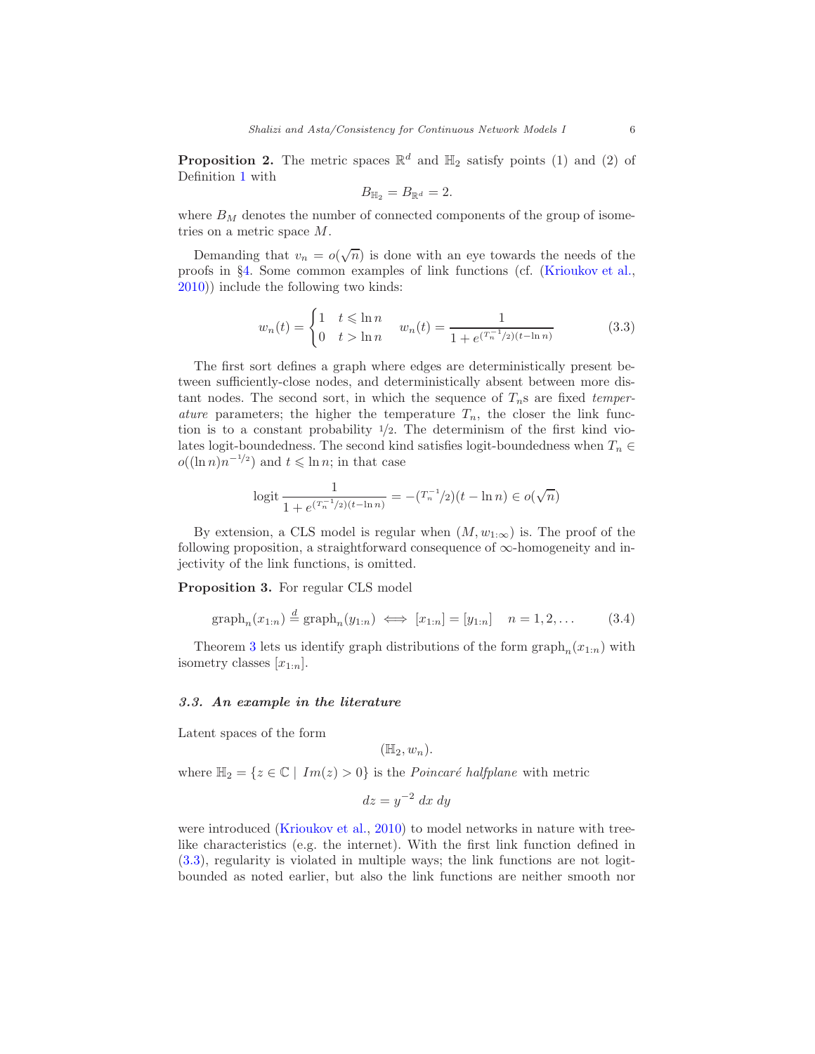**Proposition 2.** The metric spaces $\mathbb{R}^d$ and $\mathbb{H}_2$ satisfy points (1) and (2) of Definition 1 with

$$B_{\mathbb{H}_2} = B_{\mathbb{R}^d} = 2.$$

where $B_M$ denotes the number of connected components of the group of isometries on a metric space $M$.

Demanding that $v_n = o(\sqrt{n})$ is done with an eye towards the needs of the proofs in §4. Some common examples of link functions (cf. (Krioukov et al., 2010)) include the following two kinds:

$$w_n(t) = \begin{cases} 1 & t \leqslant \ln n \\ 0 & t > \ln n \end{cases} \quad w_n(t) = \frac{1}{1 + e^{(T_n^{-1}/2)(t - \ln n)}} \tag{3.3}$$

The first sort defines a graph where edges are deterministically present between sufficiently-close nodes, and deterministically absent between more distant nodes. The second sort, in which the sequence of $T_n$s are fixed *temperature* parameters; the higher the temperature $T_n$, the closer the link function is to a constant probability $1/2$. The determinism of the first kind violates logit-boundedness. The second kind satisfies logit-boundedness when $T_n \in o((\ln n)n^{-1/2})$ and $t \leqslant \ln n$; in that case

$$\operatorname{logit} \frac{1}{1 + e^{(T_n^{-1}/2)(t - \ln n)}} = -(T_n^{-1}/2)(t - \ln n) \in o(\sqrt{n})$$

By extension, a CLS model is regular when $(M, w_{1:\infty})$ is. The proof of the following proposition, a straightforward consequence of $\infty$-homogeneity and injectivity of the link functions, is omitted.

**Proposition 3.** For regular CLS model

$$\operatorname{graph}_n(x_{1:n}) \overset{d}{=} \operatorname{graph}_n(y_{1:n}) \iff [x_{1:n}] = [y_{1:n}] \quad n = 1, 2, \ldots \tag{3.4}$$

Theorem 3 lets us identify graph distributions of the form $\operatorname{graph}_n(x_{1:n})$ with isometry classes $[x_{1:n}]$.

### *3.3. An example in the literature*

Latent spaces of the form

$$(\mathbb{H}_2, w_n).$$

where $\mathbb{H}_2 = \{z \in \mathbb{C} \mid Im(z) > 0\}$ is the *Poincaré halfplane* with metric

$$dz = y^{-2}\, dx\, dy$$

were introduced (Krioukov et al., 2010) to model networks in nature with tree-like characteristics (e.g. the internet). With the first link function defined in (3.3), regularity is violated in multiple ways; the link functions are not logit-bounded as noted earlier, but also the link functions are neither smooth nor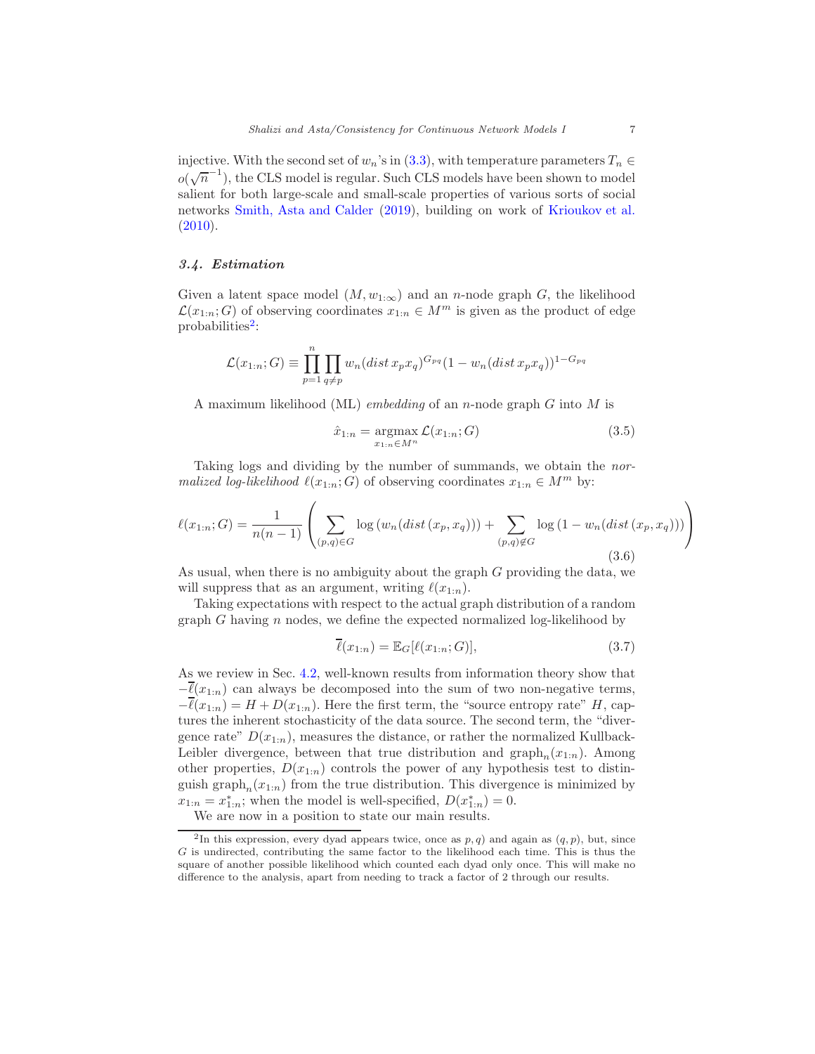injective. With the second set of $w_n$'s in (3.3), with temperature parameters $T_n \in o(\sqrt{n}^{-1})$, the CLS model is regular. Such CLS models have been shown to model salient for both large-scale and small-scale properties of various sorts of social networks Smith, Asta and Calder (2019), building on work of Krioukov et al. (2010).

### 3.4. Estimation

Given a latent space model $(M, w_{1:\infty})$ and an $n$-node graph $G$, the likelihood $\mathcal{L}(x_{1:n}; G)$ of observing coordinates $x_{1:n} \in M^m$ is given as the product of edge probabilities[2]:

$$\mathcal{L}(x_{1:n}; G) \equiv \prod_{p=1}^{n} \prod_{q \neq p} w_n(dist\, x_p x_q)^{G_{pq}} (1 - w_n(dist\, x_p x_q))^{1-G_{pq}}$$

A maximum likelihood (ML) *embedding* of an $n$-node graph $G$ into $M$ is

$$\hat{x}_{1:n} = \operatorname*{argmax}_{x_{1:n} \in M^n} \mathcal{L}(x_{1:n}; G) \tag{3.5}$$

Taking logs and dividing by the number of summands, we obtain the *normalized log-likelihood* $\ell(x_{1:n}; G)$ of observing coordinates $x_{1:n} \in M^m$ by:

$$\ell(x_{1:n}; G) = \frac{1}{n(n-1)} \left( \sum_{(p,q) \in G} \log\left(w_n(dist\,(x_p, x_q))\right) + \sum_{(p,q) \notin G} \log\left(1 - w_n(dist\,(x_p, x_q))\right) \right) \tag{3.6}$$

As usual, when there is no ambiguity about the graph $G$ providing the data, we will suppress that as an argument, writing $\ell(x_{1:n})$.

Taking expectations with respect to the actual graph distribution of a random graph $G$ having $n$ nodes, we define the expected normalized log-likelihood by

$$\overline{\ell}(x_{1:n}) = \mathbb{E}_G[\ell(x_{1:n}; G)], \tag{3.7}$$

As we review in Sec. 4.2, well-known results from information theory show that $-\overline{\ell}(x_{1:n})$ can always be decomposed into the sum of two non-negative terms, $-\overline{\ell}(x_{1:n}) = H + D(x_{1:n})$. Here the first term, the "source entropy rate" $H$, captures the inherent stochasticity of the data source. The second term, the "divergence rate" $D(x_{1:n})$, measures the distance, or rather the normalized Kullback-Leibler divergence, between that true distribution and $\text{graph}_n(x_{1:n})$. Among other properties, $D(x_{1:n})$ controls the power of any hypothesis test to distinguish $\text{graph}_n(x_{1:n})$ from the true distribution. This divergence is minimized by $x_{1:n} = x^*_{1:n}$; when the model is well-specified, $D(x^*_{1:n}) = 0$.

We are now in a position to state our main results.

[2] In this expression, every dyad appears twice, once as $p, q$) and again as $(q, p)$, but, since $G$ is undirected, contributing the same factor to the likelihood each time. This is thus the square of another possible likelihood which counted each dyad only once. This will make no difference to the analysis, apart from needing to track a factor of 2 through our results.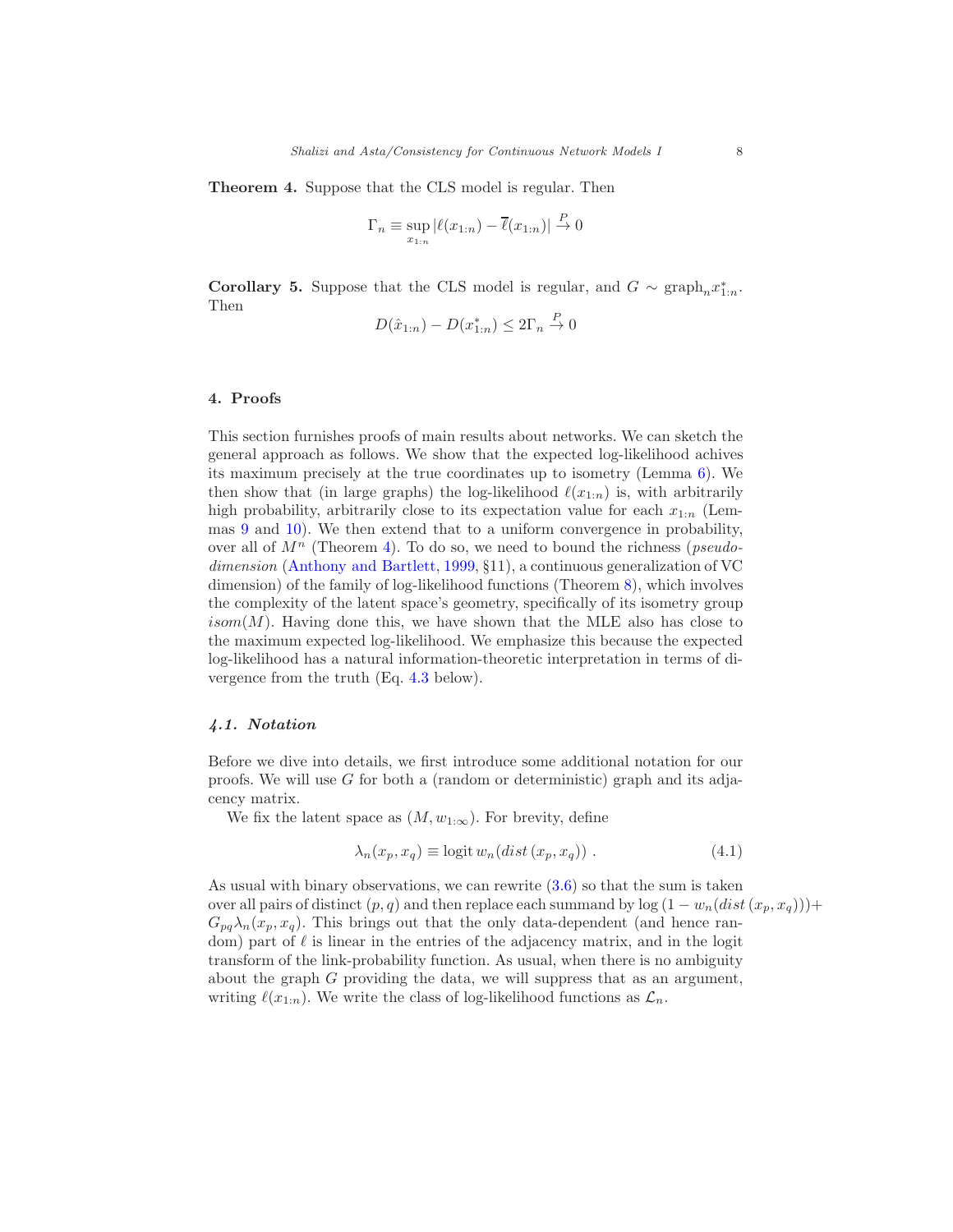**Theorem 4.** Suppose that the CLS model is regular. Then

$$\Gamma_n \equiv \sup_{x_{1:n}} |\ell(x_{1:n}) - \overline{\ell}(x_{1:n})| \xrightarrow{P} 0$$

**Corollary 5.** Suppose that the CLS model is regular, and $G \sim \text{graph}_n x^*_{1:n}$. Then

$$D(\hat{x}_{1:n}) - D(x^*_{1:n}) \leq 2\Gamma_n \xrightarrow{P} 0$$

## 4. Proofs

This section furnishes proofs of main results about networks. We can sketch the general approach as follows. We show that the expected log-likelihood achives its maximum precisely at the true coordinates up to isometry (Lemma 6). We then show that (in large graphs) the log-likelihood $\ell(x_{1:n})$ is, with arbitrarily high probability, arbitrarily close to its expectation value for each $x_{1:n}$ (Lemmas 9 and 10). We then extend that to a uniform convergence in probability, over all of $M^n$ (Theorem 4). To do so, we need to bound the richness (*pseudo-dimension* (Anthony and Bartlett, 1999, §11), a continuous generalization of VC dimension) of the family of log-likelihood functions (Theorem 8), which involves the complexity of the latent space's geometry, specifically of its isometry group $isom(M)$. Having done this, we have shown that the MLE also has close to the maximum expected log-likelihood. We emphasize this because the expected log-likelihood has a natural information-theoretic interpretation in terms of divergence from the truth (Eq. 4.3 below).

### 4.1. Notation

Before we dive into details, we first introduce some additional notation for our proofs. We will use $G$ for both a (random or deterministic) graph and its adjacency matrix.

We fix the latent space as $(M, w_{1:\infty})$. For brevity, define

$$\lambda_n(x_p, x_q) \equiv \operatorname{logit} w_n(dist\,(x_p, x_q)) \,. \tag{4.1}$$

As usual with binary observations, we can rewrite (3.6) so that the sum is taken over all pairs of distinct $(p, q)$ and then replace each summand by $\log{(1 - w_n(dist\,(x_p, x_q)))} + G_{pq}\lambda_n(x_p, x_q)$. This brings out that the only data-dependent (and hence random) part of $\ell$ is linear in the entries of the adjacency matrix, and in the logit transform of the link-probability function. As usual, when there is no ambiguity about the graph $G$ providing the data, we will suppress that as an argument, writing $\ell(x_{1:n})$. We write the class of log-likelihood functions as $\mathcal{L}_n$.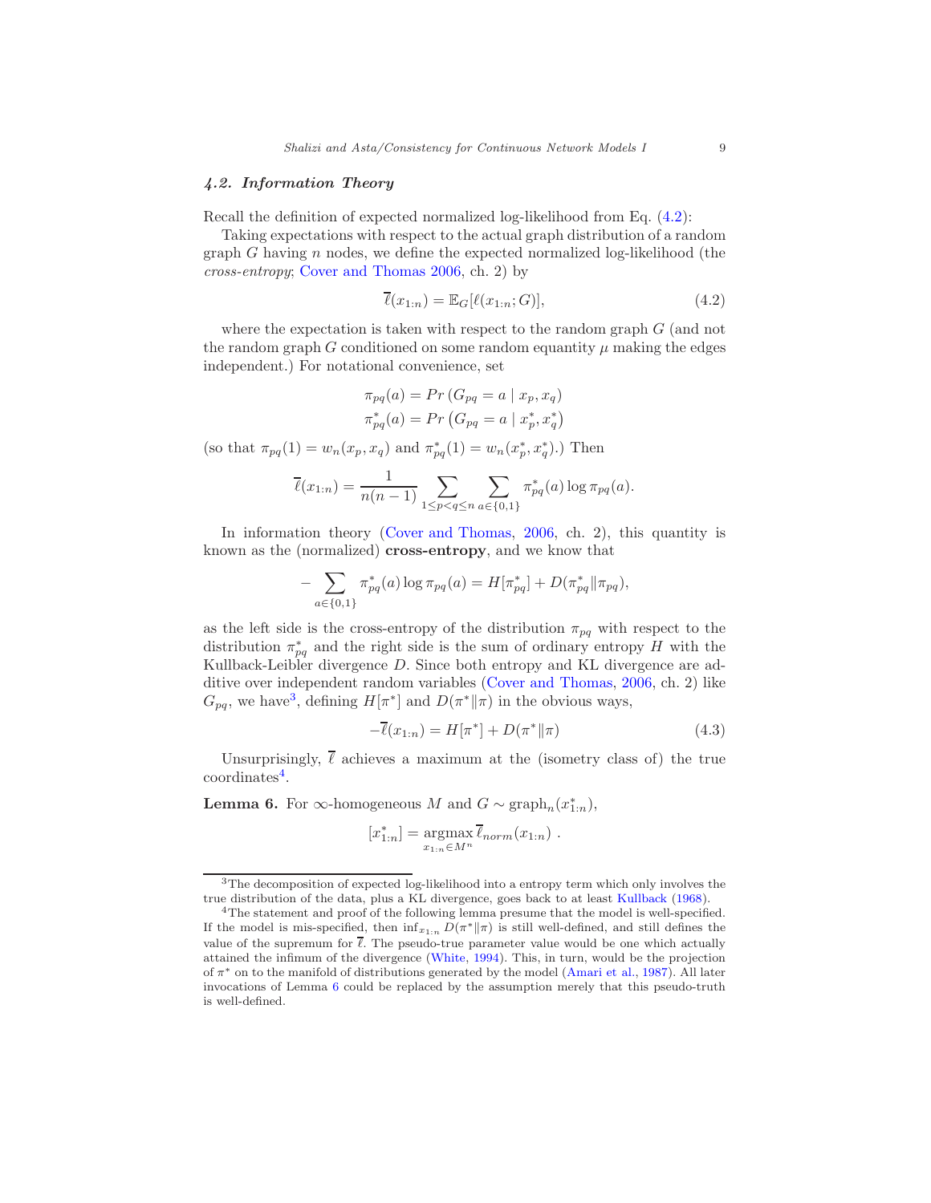### 4.2. Information Theory

Recall the definition of expected normalized log-likelihood from Eq. (4.2):

Taking expectations with respect to the actual graph distribution of a random graph $G$ having $n$ nodes, we define the expected normalized log-likelihood (the *cross-entropy*; Cover and Thomas 2006, ch. 2) by

$$\overline{\ell}(x_{1:n}) = \mathbb{E}_G[\ell(x_{1:n}; G)], \tag{4.2}$$

where the expectation is taken with respect to the random graph $G$ (and not the random graph $G$ conditioned on some random equantity $\mu$ making the edges independent.) For notational convenience, set

$$\pi_{pq}(a) = Pr\left(G_{pq} = a \mid x_p, x_q\right)$$
$$\pi^*_{pq}(a) = Pr\left(G_{pq} = a \mid x^*_p, x^*_q\right)$$

(so that $\pi_{pq}(1) = w_n(x_p, x_q)$ and $\pi^*_{pq}(1) = w_n(x^*_p, x^*_q)$.) Then

$$\overline{\ell}(x_{1:n}) = \frac{1}{n(n-1)} \sum_{1 \le p < q \le n} \sum_{a \in \{0,1\}} \pi^*_{pq}(a) \log \pi_{pq}(a).$$

In information theory (Cover and Thomas, 2006, ch. 2), this quantity is known as the (normalized) **cross-entropy**, and we know that

$$-\sum_{a \in \{0,1\}} \pi^*_{pq}(a) \log \pi_{pq}(a) = H[\pi^*_{pq}] + D(\pi^*_{pq} \| \pi_{pq}),$$

as the left side is the cross-entropy of the distribution $\pi_{pq}$ with respect to the distribution $\pi^*_{pq}$ and the right side is the sum of ordinary entropy $H$ with the Kullback-Leibler divergence $D$. Since both entropy and KL divergence are additive over independent random variables (Cover and Thomas, 2006, ch. 2) like $G_{pq}$, we have[3], defining $H[\pi^*]$ and $D(\pi^* \| \pi)$ in the obvious ways,

$$-\overline{\ell}(x_{1:n}) = H[\pi^*] + D(\pi^* \| \pi) \tag{4.3}$$

Unsurprisingly, $\overline{\ell}$ achieves a maximum at the (isometry class of) the true coordinates[4].

**Lemma 6.** For $\infty$-homogeneous $M$ and $G \sim \text{graph}_n(x^*_{1:n})$,

$$[x^*_{1:n}] = \operatorname*{argmax}_{x_{1:n} \in M^n} \overline{\ell}_{norm}(x_{1:n}) \ .$$

---

[3] The decomposition of expected log-likelihood into a entropy term which only involves the true distribution of the data, plus a KL divergence, goes back to at least Kullback (1968).

[4] The statement and proof of the following lemma presume that the model is well-specified. If the model is mis-specified, then $\inf_{x_{1:n}} D(\pi^* \| \pi)$ is still well-defined, and still defines the value of the supremum for $\overline{\ell}$. The pseudo-true parameter value would be one which actually attained the infimum of the divergence (White, 1994). This, in turn, would be the projection of $\pi^*$ on to the manifold of distributions generated by the model (Amari et al., 1987). All later invocations of Lemma 6 could be replaced by the assumption merely that this pseudo-truth is well-defined.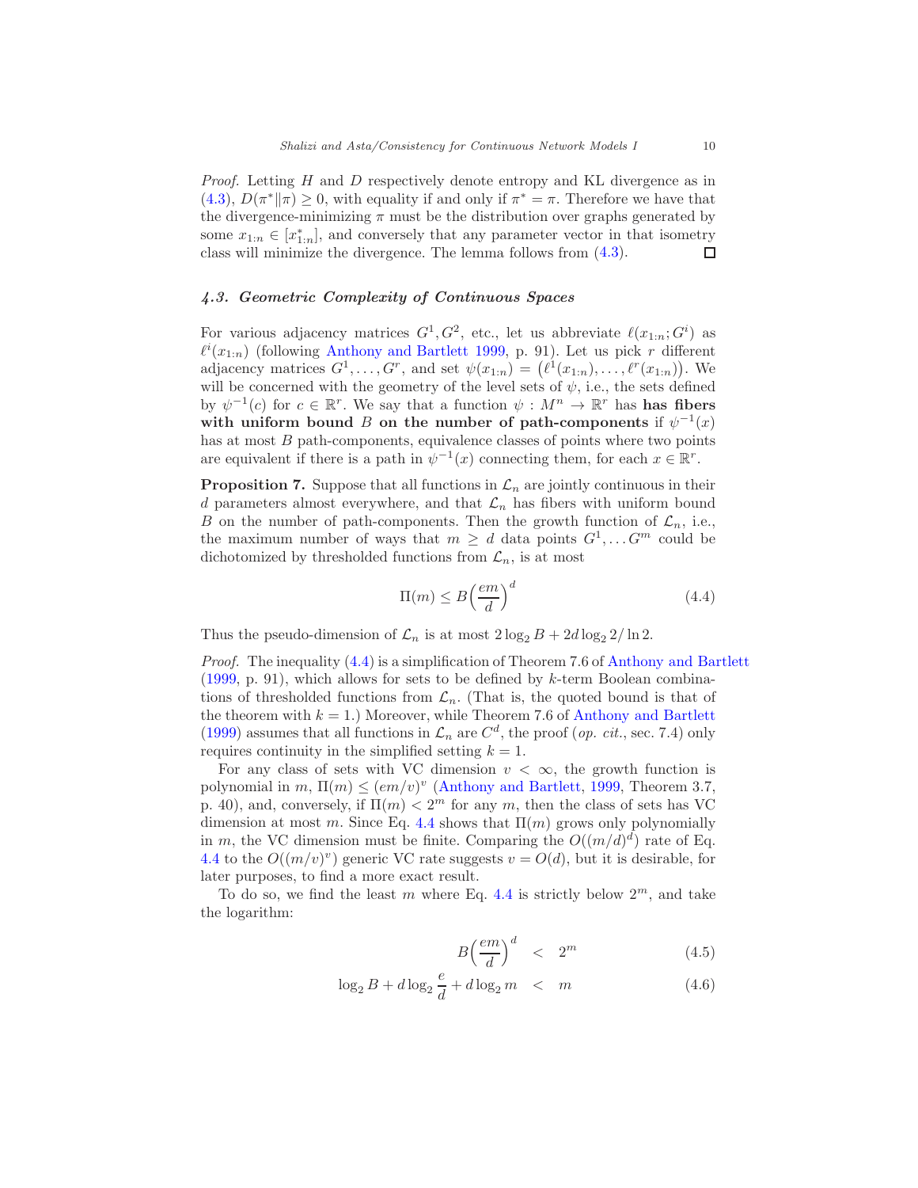*Proof.* Letting $H$ and $D$ respectively denote entropy and KL divergence as in (4.3), $D(\pi^* \| \pi) \geq 0$, with equality if and only if $\pi^* = \pi$. Therefore we have that the divergence-minimizing $\pi$ must be the distribution over graphs generated by some $x_{1:n} \in [x^*_{1:n}]$, and conversely that any parameter vector in that isometry class will minimize the divergence. The lemma follows from (4.3). $\square$

### 4.3. Geometric Complexity of Continuous Spaces

For various adjacency matrices $G^1, G^2$, etc., let us abbreviate $\ell(x_{1:n}; G^i)$ as $\ell^i(x_{1:n})$ (following Anthony and Bartlett 1999, p. 91). Let us pick $r$ different adjacency matrices $G^1, \ldots, G^r$, and set $\psi(x_{1:n}) = \left(\ell^1(x_{1:n}), \ldots, \ell^r(x_{1:n})\right)$. We will be concerned with the geometry of the level sets of $\psi$, i.e., the sets defined by $\psi^{-1}(c)$ for $c \in \mathbb{R}^r$. We say that a function $\psi : M^n \to \mathbb{R}^r$ has **has fibers with uniform bound** $B$ **on the number of path-components** if $\psi^{-1}(x)$ has at most $B$ path-components, equivalence classes of points where two points are equivalent if there is a path in $\psi^{-1}(x)$ connecting them, for each $x \in \mathbb{R}^r$.

**Proposition 7.** Suppose that all functions in $\mathcal{L}_n$ are jointly continuous in their $d$ parameters almost everywhere, and that $\mathcal{L}_n$ has fibers with uniform bound $B$ on the number of path-components. Then the growth function of $\mathcal{L}_n$, i.e., the maximum number of ways that $m \geq d$ data points $G^1, \ldots G^m$ could be dichotomized by thresholded functions from $\mathcal{L}_n$, is at most

$$\Pi(m) \leq B\left(\frac{em}{d}\right)^d \tag{4.4}$$

Thus the pseudo-dimension of $\mathcal{L}_n$ is at most $2\log_2 B + 2d \log_2 2/\ln 2$.

*Proof.* The inequality (4.4) is a simplification of Theorem 7.6 of Anthony and Bartlett (1999, p. 91), which allows for sets to be defined by $k$-term Boolean combinations of thresholded functions from $\mathcal{L}_n$. (That is, the quoted bound is that of the theorem with $k = 1$.) Moreover, while Theorem 7.6 of Anthony and Bartlett (1999) assumes that all functions in $\mathcal{L}_n$ are $C^d$, the proof (*op. cit.*, sec. 7.4) only requires continuity in the simplified setting $k = 1$.

For any class of sets with VC dimension $v < \infty$, the growth function is polynomial in $m$, $\Pi(m) \leq (em/v)^v$ (Anthony and Bartlett, 1999, Theorem 3.7, p. 40), and, conversely, if $\Pi(m) < 2^m$ for any $m$, then the class of sets has VC dimension at most $m$. Since Eq. 4.4 shows that $\Pi(m)$ grows only polynomially in $m$, the VC dimension must be finite. Comparing the $O((m/d)^d)$ rate of Eq. 4.4 to the $O((m/v)^v)$ generic VC rate suggests $v = O(d)$, but it is desirable, for later purposes, to find a more exact result.

To do so, we find the least $m$ where Eq. 4.4 is strictly below $2^m$, and take the logarithm:

$$B\left(\frac{em}{d}\right)^d \quad < \quad 2^m \tag{4.5}$$

$$\log_2 B + d\log_2 \frac{e}{d} + d\log_2 m \quad < \quad m \tag{4.6}$$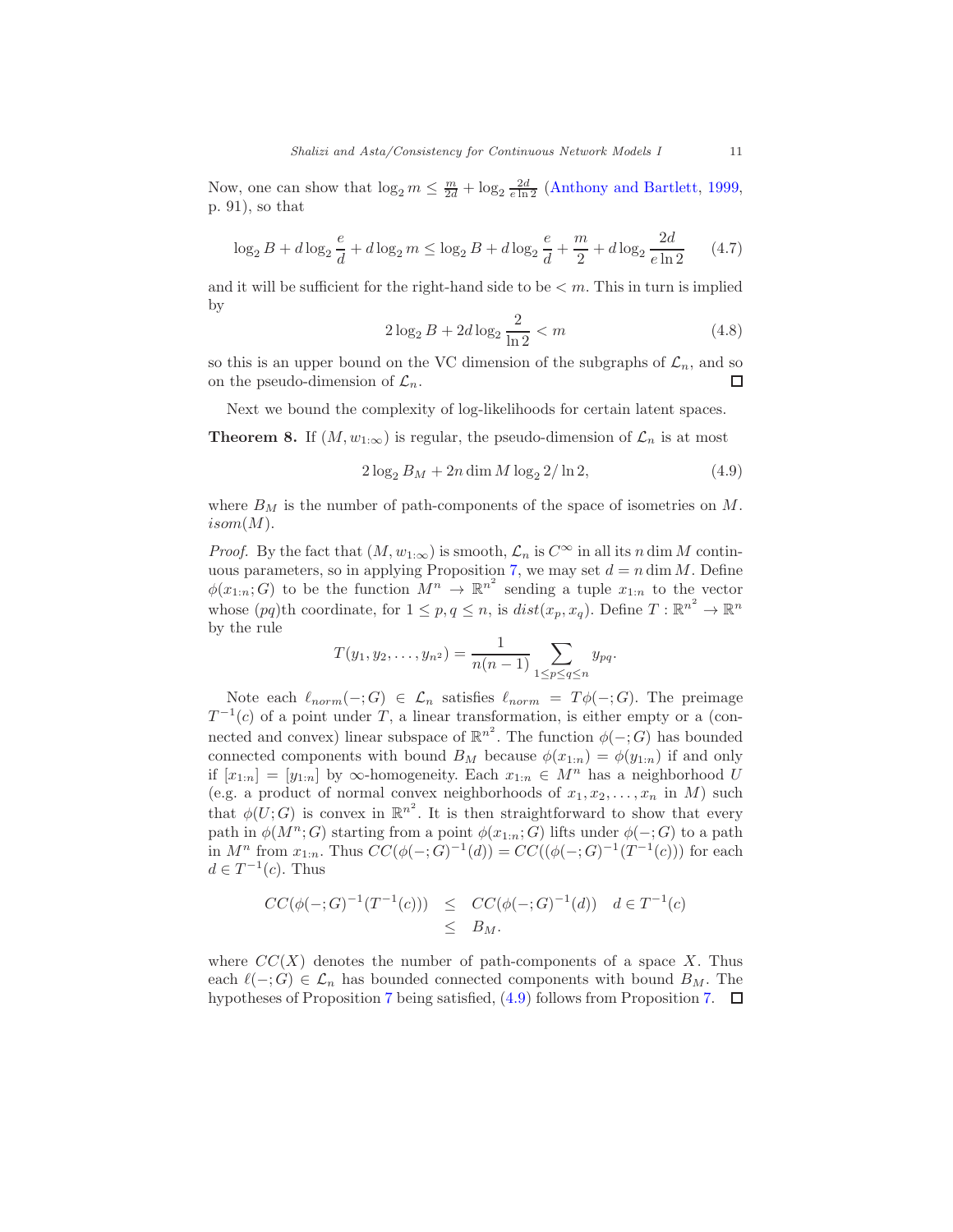Now, one can show that $\log_2 m \leq \frac{m}{2d} + \log_2 \frac{2d}{e \ln 2}$ (Anthony and Bartlett, 1999, p. 91), so that

$$\log_2 B + d \log_2 \frac{e}{d} + d \log_2 m \leq \log_2 B + d \log_2 \frac{e}{d} + \frac{m}{2} + d \log_2 \frac{2d}{e \ln 2} \tag{4.7}$$

and it will be sufficient for the right-hand side to be $< m$. This in turn is implied by

$$2 \log_2 B + 2d \log_2 \frac{2}{\ln 2} < m \tag{4.8}$$

so this is an upper bound on the VC dimension of the subgraphs of $\mathcal{L}_n$, and so on the pseudo-dimension of $\mathcal{L}_n$. $\square$

Next we bound the complexity of log-likelihoods for certain latent spaces.

**Theorem 8.** If $(M, w_{1:\infty})$ is regular, the pseudo-dimension of $\mathcal{L}_n$ is at most

$$2 \log_2 B_M + 2n \dim M \log_2 2/\ln 2, \tag{4.9}$$

where $B_M$ is the number of path-components of the space of isometries on $M$. $isom(M)$.

*Proof.* By the fact that $(M, w_{1:\infty})$ is smooth, $\mathcal{L}_n$ is $C^\infty$ in all its $n \dim M$ continuous parameters, so in applying Proposition 7, we may set $d = n \dim M$. Define $\phi(x_{1:n}; G)$ to be the function $M^n \to \mathbb{R}^{n^2}$ sending a tuple $x_{1:n}$ to the vector whose $(pq)$th coordinate, for $1 \leq p, q \leq n$, is $dist(x_p, x_q)$. Define $T : \mathbb{R}^{n^2} \to \mathbb{R}^n$ by the rule

$$T(y_1, y_2, \ldots, y_{n^2}) = \frac{1}{n(n-1)} \sum_{1 \leq p \leq q \leq n} y_{pq}.$$

Note each $\ell_{norm}(-; G) \in \mathcal{L}_n$ satisfies $\ell_{norm} = T\phi(-; G)$. The preimage $T^{-1}(c)$ of a point under $T$, a linear transformation, is either empty or a (connected and convex) linear subspace of $\mathbb{R}^{n^2}$. The function $\phi(-; G)$ has bounded connected components with bound $B_M$ because $\phi(x_{1:n}) = \phi(y_{1:n})$ if and only if $[x_{1:n}] = [y_{1:n}]$ by $\infty$-homogeneity. Each $x_{1:n} \in M^n$ has a neighborhood $U$ (e.g. a product of normal convex neighborhoods of $x_1, x_2, \ldots, x_n$ in $M$) such that $\phi(U; G)$ is convex in $\mathbb{R}^{n^2}$. It is then straightforward to show that every path in $\phi(M^n; G)$ starting from a point $\phi(x_{1:n}; G)$ lifts under $\phi(-; G)$ to a path in $M^n$ from $x_{1:n}$. Thus $CC(\phi(-; G)^{-1}(d)) = CC((\phi(-; G)^{-1}(T^{-1}(c)))$ for each $d \in T^{-1}(c)$. Thus

$$\begin{aligned} CC(\phi(-; G)^{-1}(T^{-1}(c))) &\leq CC(\phi(-; G)^{-1}(d)) \quad d \in T^{-1}(c) \\ &\leq B_M. \end{aligned}$$

where $CC(X)$ denotes the number of path-components of a space $X$. Thus each $\ell(-; G) \in \mathcal{L}_n$ has bounded connected components with bound $B_M$. The hypotheses of Proposition 7 being satisfied, (4.9) follows from Proposition 7. $\square$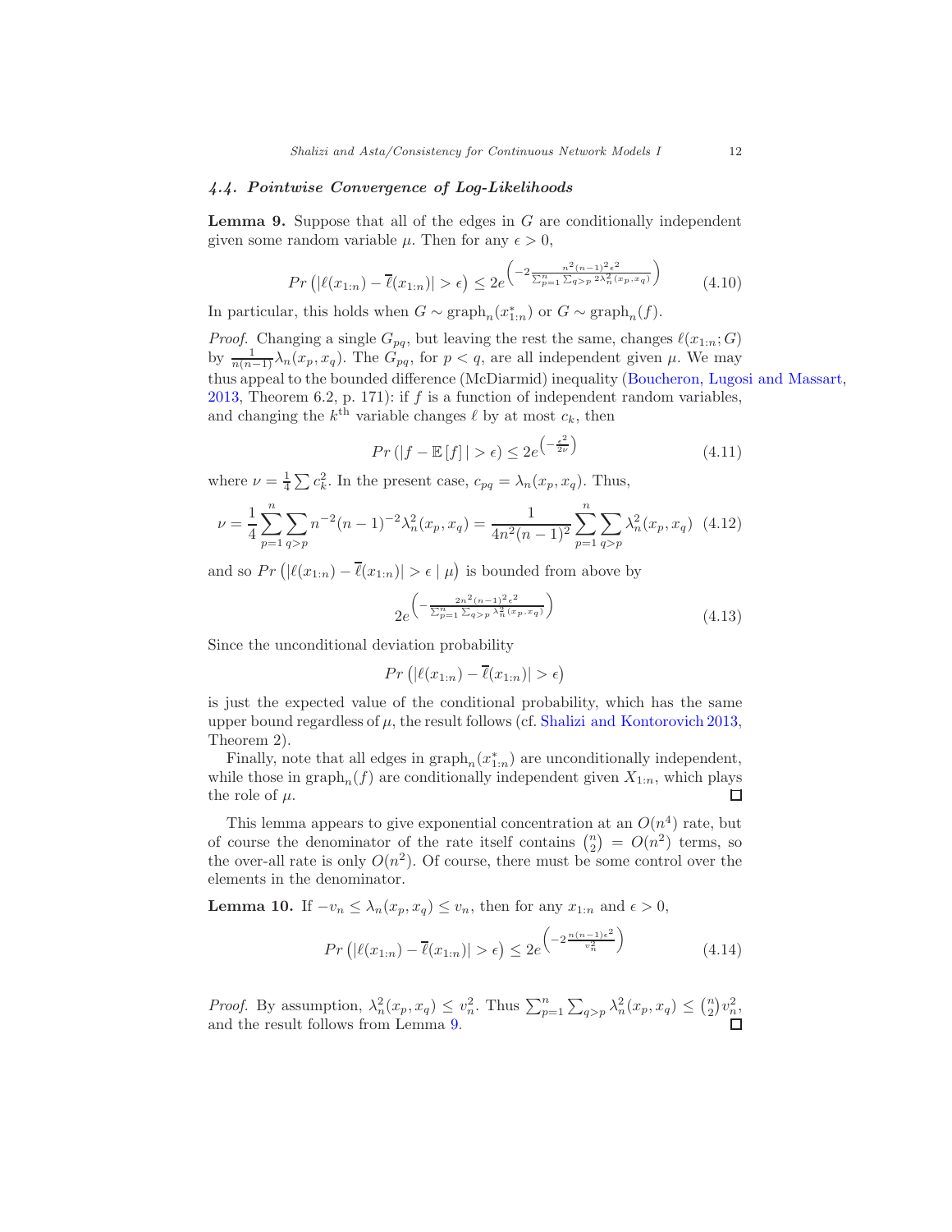### 4.4. Pointwise Convergence of Log-Likelihoods

**Lemma 9.** Suppose that all of the edges in $G$ are conditionally independent given some random variable $\mu$. Then for any $\epsilon > 0$,

$$Pr\left(|\ell(x_{1:n}) - \overline{\ell}(x_{1:n})| > \epsilon\right) \leq 2e^{\left(-2\frac{n^2(n-1)^2\epsilon^2}{\sum_{p=1}^{n}\sum_{q>p} 2\lambda_n^2(x_p,x_q)}\right)} \tag{4.10}$$

In particular, this holds when $G \sim \mathrm{graph}_n(x^*_{1:n})$ or $G \sim \mathrm{graph}_n(f)$.

*Proof.* Changing a single $G_{pq}$, but leaving the rest the same, changes $\ell(x_{1:n}; G)$ by $\frac{1}{n(n-1)}\lambda_n(x_p, x_q)$. The $G_{pq}$, for $p < q$, are all independent given $\mu$. We may thus appeal to the bounded difference (McDiarmid) inequality (Boucheron, Lugosi and Massart, 2013, Theorem 6.2, p. 171): if $f$ is a function of independent random variables, and changing the $k^{\mathrm{th}}$ variable changes $\ell$ by at most $c_k$, then

$$Pr\left(|f - \mathbb{E}[f]| > \epsilon\right) \leq 2e^{\left(-\frac{\epsilon^2}{2\nu}\right)} \tag{4.11}$$

where $\nu = \frac{1}{4}\sum c_k^2$. In the present case, $c_{pq} = \lambda_n(x_p, x_q)$. Thus,

$$\nu = \frac{1}{4}\sum_{p=1}^{n}\sum_{q>p} n^{-2}(n-1)^{-2}\lambda_n^2(x_p,x_q) = \frac{1}{4n^2(n-1)^2}\sum_{p=1}^{n}\sum_{q>p}\lambda_n^2(x_p,x_q) \tag{4.12}$$

and so $Pr\left(|\ell(x_{1:n}) - \overline{\ell}(x_{1:n})| > \epsilon \mid \mu\right)$ is bounded from above by

$$2e^{\left(-\frac{2n^2(n-1)^2\epsilon^2}{\sum_{p=1}^{n}\sum_{q>p}\lambda_n^2(x_p,x_q)}\right)} \tag{4.13}$$

Since the unconditional deviation probability

$$Pr\left(|\ell(x_{1:n}) - \overline{\ell}(x_{1:n})| > \epsilon\right)$$

is just the expected value of the conditional probability, which has the same upper bound regardless of $\mu$, the result follows (cf. Shalizi and Kontorovich 2013, Theorem 2).

Finally, note that all edges in $\mathrm{graph}_n(x^*_{1:n})$ are unconditionally independent, while those in $\mathrm{graph}_n(f)$ are conditionally independent given $X_{1:n}$, which plays the role of $\mu$. □

This lemma appears to give exponential concentration at an $O(n^4)$ rate, but of course the denominator of the rate itself contains $\binom{n}{2} = O(n^2)$ terms, so the over-all rate is only $O(n^2)$. Of course, there must be some control over the elements in the denominator.

**Lemma 10.** If $-v_n \leq \lambda_n(x_p, x_q) \leq v_n$, then for any $x_{1:n}$ and $\epsilon > 0$,

$$Pr\left(|\ell(x_{1:n}) - \overline{\ell}(x_{1:n})| > \epsilon\right) \leq 2e^{\left(-2\frac{n(n-1)\epsilon^2}{v_n^2}\right)} \tag{4.14}$$

*Proof.* By assumption, $\lambda_n^2(x_p, x_q) \leq v_n^2$. Thus $\sum_{p=1}^{n}\sum_{q>p}\lambda_n^2(x_p,x_q) \leq \binom{n}{2}v_n^2$, and the result follows from Lemma 9. □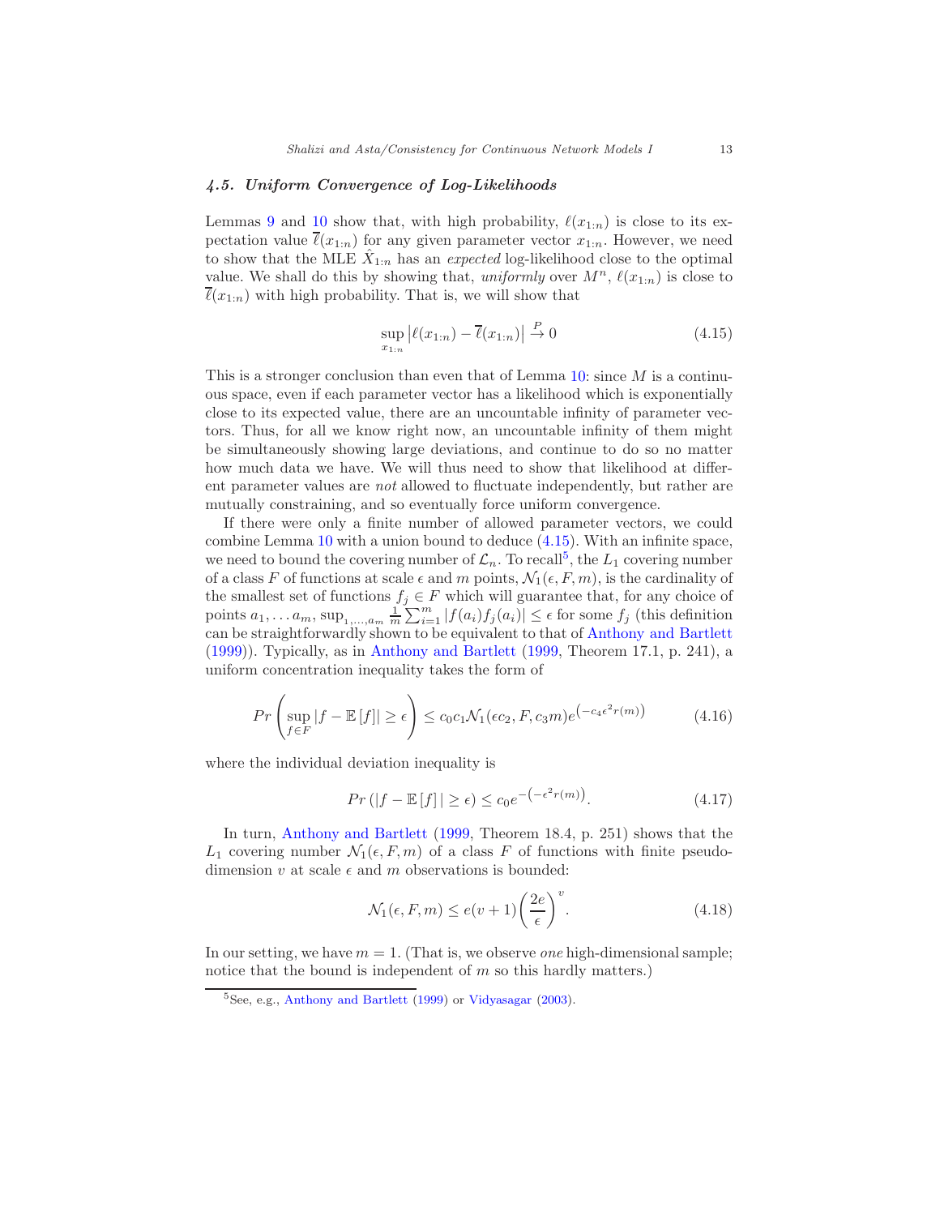### 4.5. Uniform Convergence of Log-Likelihoods

Lemmas 9 and 10 show that, with high probability, $\ell(x_{1:n})$ is close to its expectation value $\overline{\ell}(x_{1:n})$ for any given parameter vector $x_{1:n}$. However, we need to show that the MLE $\hat{X}_{1:n}$ has an *expected* log-likelihood close to the optimal value. We shall do this by showing that, *uniformly* over $M^n$, $\ell(x_{1:n})$ is close to $\overline{\ell}(x_{1:n})$ with high probability. That is, we will show that

$$\sup_{x_{1:n}} \left| \ell(x_{1:n}) - \overline{\ell}(x_{1:n}) \right| \xrightarrow{P} 0 \tag{4.15}$$

This is a stronger conclusion than even that of Lemma 10: since $M$ is a continuous space, even if each parameter vector has a likelihood which is exponentially close to its expected value, there are an uncountable infinity of parameter vectors. Thus, for all we know right now, an uncountable infinity of them might be simultaneously showing large deviations, and continue to do so no matter how much data we have. We will thus need to show that likelihood at different parameter values are *not* allowed to fluctuate independently, but rather are mutually constraining, and so eventually force uniform convergence.

If there were only a finite number of allowed parameter vectors, we could combine Lemma 10 with a union bound to deduce (4.15). With an infinite space, we need to bound the covering number of $\mathcal{L}_n$. To recall[5], the $L_1$ covering number of a class $F$ of functions at scale $\epsilon$ and $m$ points, $\mathcal{N}_1(\epsilon, F, m)$, is the cardinality of the smallest set of functions $f_j \in F$ which will guarantee that, for any choice of points $a_1, \ldots a_m$, $\sup_{1,\ldots,a_m} \frac{1}{m}\sum_{i=1}^{m} |f(a_i) f_j(a_i)| \leq \epsilon$ for some $f_j$ (this definition can be straightforwardly shown to be equivalent to that of Anthony and Bartlett (1999)). Typically, as in Anthony and Bartlett (1999, Theorem 17.1, p. 241), a uniform concentration inequality takes the form of

$$Pr\left(\sup_{f\in F} |f - \mathbb{E}[f]| \geq \epsilon\right) \leq c_0 c_1 \mathcal{N}_1(\epsilon c_2, F, c_3 m) e^{\left(-c_4 \epsilon^2 r(m)\right)} \tag{4.16}$$

where the individual deviation inequality is

$$Pr\left(|f - \mathbb{E}[f]| \geq \epsilon\right) \leq c_0 e^{-\left(-\epsilon^2 r(m)\right)}. \tag{4.17}$$

In turn, Anthony and Bartlett (1999, Theorem 18.4, p. 251) shows that the $L_1$ covering number $\mathcal{N}_1(\epsilon, F, m)$ of a class $F$ of functions with finite pseudo-dimension $v$ at scale $\epsilon$ and $m$ observations is bounded:

$$\mathcal{N}_1(\epsilon, F, m) \leq e(v+1)\left(\frac{2e}{\epsilon}\right)^v. \tag{4.18}$$

In our setting, we have $m = 1$. (That is, we observe *one* high-dimensional sample; notice that the bound is independent of $m$ so this hardly matters.)

[5] See, e.g., Anthony and Bartlett (1999) or Vidyasagar (2003).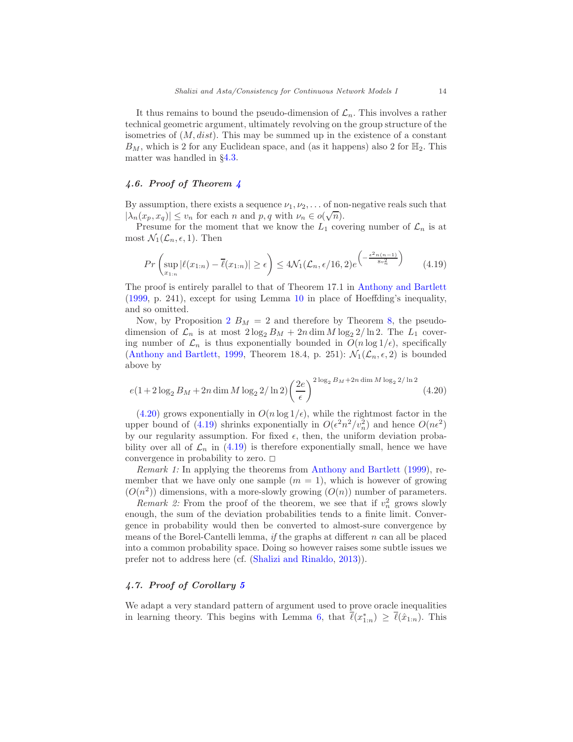It thus remains to bound the pseudo-dimension of $\mathcal{L}_n$. This involves a rather technical geometric argument, ultimately revolving on the group structure of the isometries of $(M, dist)$. This may be summed up in the existence of a constant $B_M$, which is 2 for any Euclidean space, and (as it happens) also 2 for $\mathbb{H}_2$. This matter was handled in §4.3.

### *4.6. Proof of Theorem 4*

By assumption, there exists a sequence $\nu_1, \nu_2, \ldots$ of non-negative reals such that $|\lambda_n(x_p, x_q)| \leq v_n$ for each $n$ and $p, q$ with $\nu_n \in o(\sqrt{n})$.

Presume for the moment that we know the $L_1$ covering number of $\mathcal{L}_n$ is at most $\mathcal{N}_1(\mathcal{L}_n, \epsilon, 1)$. Then

$$Pr\left(\sup_{x_{1:n}} |\ell(x_{1:n}) - \overline{\ell}(x_{1:n})| \geq \epsilon\right) \leq 4\mathcal{N}_1(\mathcal{L}_n, \epsilon/16, 2) e^{\left(-\frac{\epsilon^2 n(n-1)}{8v_n^2}\right)} \tag{4.19}$$

The proof is entirely parallel to that of Theorem 17.1 in Anthony and Bartlett (1999, p. 241), except for using Lemma 10 in place of Hoeffding's inequality, and so omitted.

Now, by Proposition 2 $B_M = 2$ and therefore by Theorem 8, the pseudo-dimension of $\mathcal{L}_n$ is at most $2\log_2 B_M + 2n \dim M \log_2 2/\ln 2$. The $L_1$ covering number of $\mathcal{L}_n$ is thus exponentially bounded in $O(n \log 1/\epsilon)$, specifically (Anthony and Bartlett, 1999, Theorem 18.4, p. 251): $\mathcal{N}_1(\mathcal{L}_n, \epsilon, 2)$ is bounded above by

$$e(1 + 2\log_2 B_M + 2n \dim M \log_2 2/\ln 2)\left(\frac{2e}{\epsilon}\right)^{2\log_2 B_M + 2n \dim M \log_2 2/\ln 2} \tag{4.20}$$

(4.20) grows exponentially in $O(n \log 1/\epsilon)$, while the rightmost factor in the upper bound of (4.19) shrinks exponentially in $O(\epsilon^2 n^2/v_n^2)$ and hence $O(n\epsilon^2)$ by our regularity assumption. For fixed $\epsilon$, then, the uniform deviation probability over all of $\mathcal{L}_n$ in (4.19) is therefore exponentially small, hence we have convergence in probability to zero. □

*Remark 1:* In applying the theorems from Anthony and Bartlett (1999), remember that we have only one sample ($m = 1$), which is however of growing ($O(n^2)$) dimensions, with a more-slowly growing ($O(n)$) number of parameters.

*Remark 2:* From the proof of the theorem, we see that if $v_n^2$ grows slowly enough, the sum of the deviation probabilities tends to a finite limit. Convergence in probability would then be converted to almost-sure convergence by means of the Borel-Cantelli lemma, *if* the graphs at different $n$ can all be placed into a common probability space. Doing so however raises some subtle issues we prefer not to address here (cf. (Shalizi and Rinaldo, 2013)).

### *4.7. Proof of Corollary 5*

We adapt a very standard pattern of argument used to prove oracle inequalities in learning theory. This begins with Lemma 6, that $\overline{\ell}(x^*_{1:n}) \geq \overline{\ell}(\hat{x}_{1:n})$. This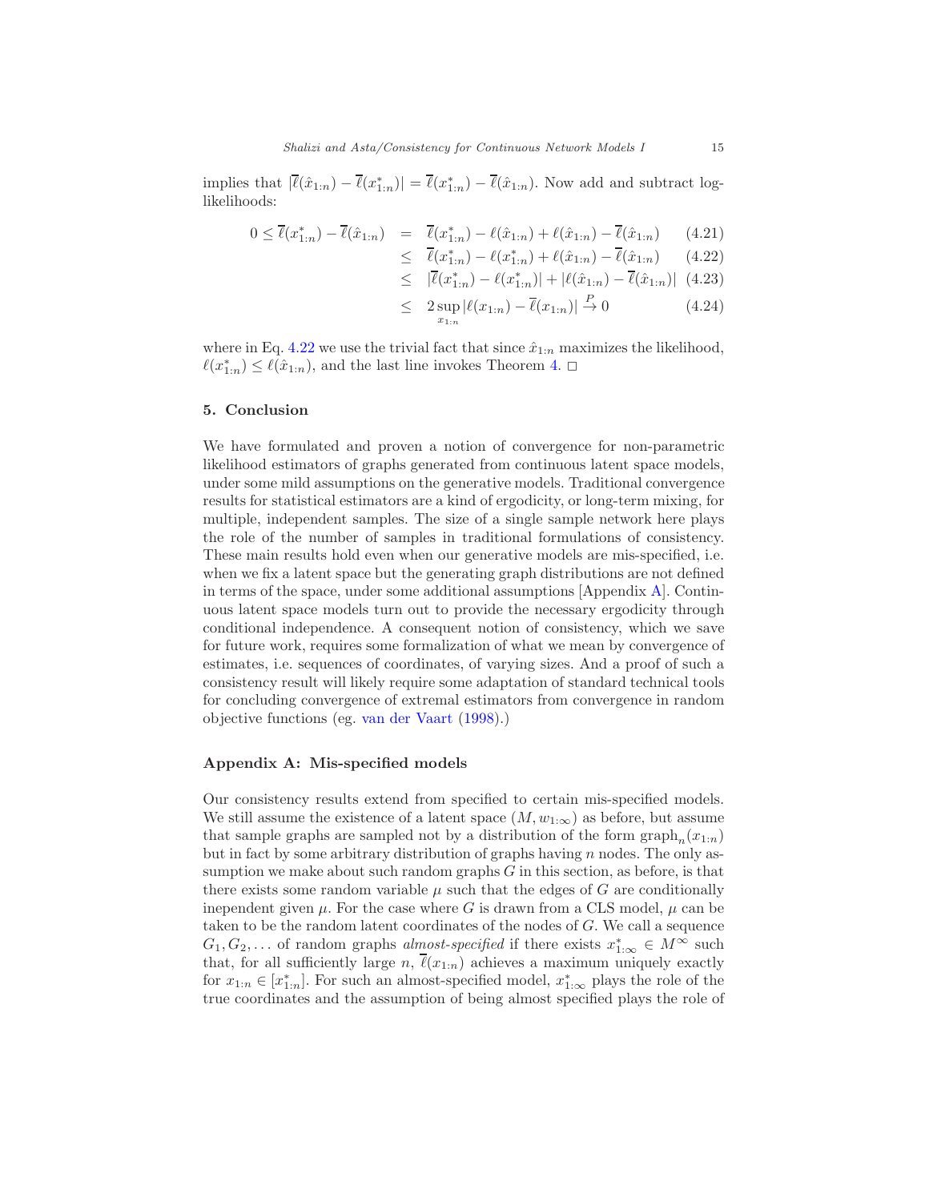implies that $|\overline{\ell}(\hat{x}_{1:n}) - \overline{\ell}(x^*_{1:n})| = \overline{\ell}(x^*_{1:n}) - \overline{\ell}(\hat{x}_{1:n})$. Now add and subtract log-likelihoods:

$$
\begin{aligned}
0 \leq \overline{\ell}(x^*_{1:n}) - \overline{\ell}(\hat{x}_{1:n}) &= \overline{\ell}(x^*_{1:n}) - \ell(\hat{x}_{1:n}) + \ell(\hat{x}_{1:n}) - \overline{\ell}(\hat{x}_{1:n}) &\quad (4.21)\\
&\leq \overline{\ell}(x^*_{1:n}) - \ell(x^*_{1:n}) + \ell(\hat{x}_{1:n}) - \overline{\ell}(\hat{x}_{1:n}) &\quad (4.22)\\
&\leq |\overline{\ell}(x^*_{1:n}) - \ell(x^*_{1:n})| + |\ell(\hat{x}_{1:n}) - \overline{\ell}(\hat{x}_{1:n})| &\quad (4.23)\\
&\leq 2\sup_{x_{1:n}} |\ell(x_{1:n}) - \overline{\ell}(x_{1:n})| \xrightarrow{P} 0 &\quad (4.24)
\end{aligned}
$$

where in Eq. 4.22 we use the trivial fact that since $\hat{x}_{1:n}$ maximizes the likelihood, $\ell(x^*_{1:n}) \leq \ell(\hat{x}_{1:n})$, and the last line invokes Theorem 4. □

## 5. Conclusion

We have formulated and proven a notion of convergence for non-parametric likelihood estimators of graphs generated from continuous latent space models, under some mild assumptions on the generative models. Traditional convergence results for statistical estimators are a kind of ergodicity, or long-term mixing, for multiple, independent samples. The size of a single sample network here plays the role of the number of samples in traditional formulations of consistency. These main results hold even when our generative models are mis-specified, i.e. when we fix a latent space but the generating graph distributions are not defined in terms of the space, under some additional assumptions [Appendix A]. Continuous latent space models turn out to provide the necessary ergodicity through conditional independence. A consequent notion of consistency, which we save for future work, requires some formalization of what we mean by convergence of estimates, i.e. sequences of coordinates, of varying sizes. And a proof of such a consistency result will likely require some adaptation of standard technical tools for concluding convergence of extremal estimators from convergence in random objective functions (eg. van der Vaart (1998).)

## Appendix A: Mis-specified models

Our consistency results extend from specified to certain mis-specified models. We still assume the existence of a latent space $(M, w_{1:\infty})$ as before, but assume that sample graphs are sampled not by a distribution of the form $\text{graph}_n(x_{1:n})$ but in fact by some arbitrary distribution of graphs having $n$ nodes. The only assumption we make about such random graphs $G$ in this section, as before, is that there exists some random variable $\mu$ such that the edges of $G$ are conditionally inependent given $\mu$. For the case where $G$ is drawn from a CLS model, $\mu$ can be taken to be the random latent coordinates of the nodes of $G$. We call a sequence $G_1, G_2, \ldots$ of random graphs *almost-specified* if there exists $x^*_{1:\infty} \in M^\infty$ such that, for all sufficiently large $n$, $\overline{\ell}(x_{1:n})$ achieves a maximum uniquely exactly for $x_{1:n} \in [x^*_{1:n}]$. For such an almost-specified model, $x^*_{1:\infty}$ plays the role of the true coordinates and the assumption of being almost specified plays the role of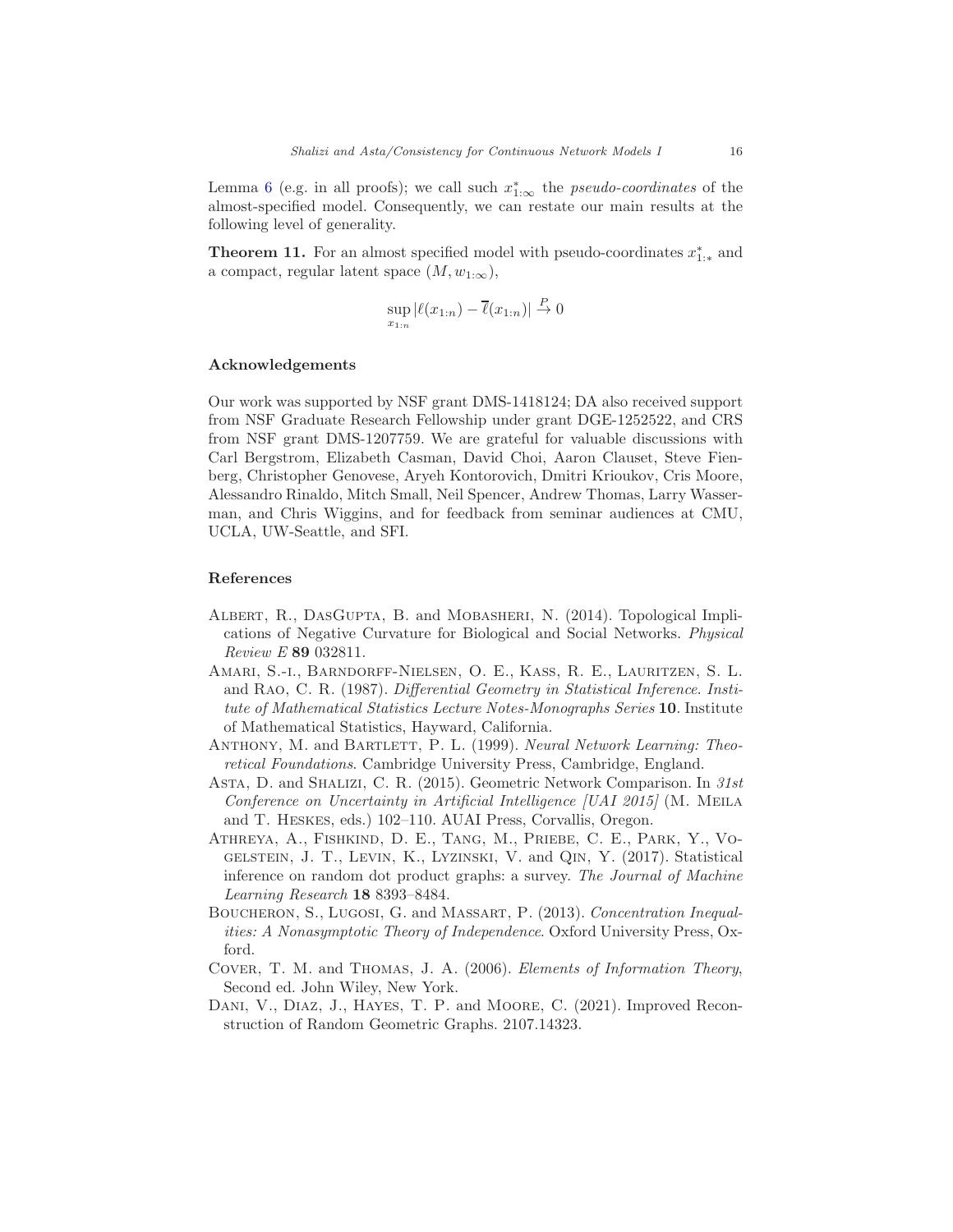Lemma 6 (e.g. in all proofs); we call such $x^*_{1:\infty}$ the *pseudo-coordinates* of the almost-specified model. Consequently, we can restate our main results at the following level of generality.

**Theorem 11.** For an almost specified model with pseudo-coordinates $x^*_{1:*}$ and a compact, regular latent space $(M, w_{1:\infty})$,

$$\sup_{x_{1:n}} |\ell(x_{1:n}) - \overline{\ell}(x_{1:n})| \xrightarrow{P} 0$$

#### Acknowledgements

Our work was supported by NSF grant DMS-1418124; DA also received support from NSF Graduate Research Fellowship under grant DGE-1252522, and CRS from NSF grant DMS-1207759. We are grateful for valuable discussions with Carl Bergstrom, Elizabeth Casman, David Choi, Aaron Clauset, Steve Fienberg, Christopher Genovese, Aryeh Kontorovich, Dmitri Krioukov, Cris Moore, Alessandro Rinaldo, Mitch Small, Neil Spencer, Andrew Thomas, Larry Wasserman, and Chris Wiggins, and for feedback from seminar audiences at CMU, UCLA, UW-Seattle, and SFI.

#### References

Albert, R., DasGupta, B. and Mobasheri, N. (2014). Topological Implications of Negative Curvature for Biological and Social Networks. *Physical Review E* **89** 032811.

Amari, S.-i., Barndorff-Nielsen, O. E., Kass, R. E., Lauritzen, S. L. and Rao, C. R. (1987). *Differential Geometry in Statistical Inference*. *Institute of Mathematical Statistics Lecture Notes-Monographs Series* **10**. Institute of Mathematical Statistics, Hayward, California.

Anthony, M. and Bartlett, P. L. (1999). *Neural Network Learning: Theoretical Foundations*. Cambridge University Press, Cambridge, England.

Asta, D. and Shalizi, C. R. (2015). Geometric Network Comparison. In *31st Conference on Uncertainty in Artificial Intelligence [UAI 2015]* (M. Meila and T. Heskes, eds.) 102–110. AUAI Press, Corvallis, Oregon.

Athreya, A., Fishkind, D. E., Tang, M., Priebe, C. E., Park, Y., Vogelstein, J. T., Levin, K., Lyzinski, V. and Qin, Y. (2017). Statistical inference on random dot product graphs: a survey. *The Journal of Machine Learning Research* **18** 8393–8484.

Boucheron, S., Lugosi, G. and Massart, P. (2013). *Concentration Inequalities: A Nonasymptotic Theory of Independence*. Oxford University Press, Oxford.

Cover, T. M. and Thomas, J. A. (2006). *Elements of Information Theory*, Second ed. John Wiley, New York.

Dani, V., Diaz, J., Hayes, T. P. and Moore, C. (2021). Improved Reconstruction of Random Geometric Graphs. 2107.14323.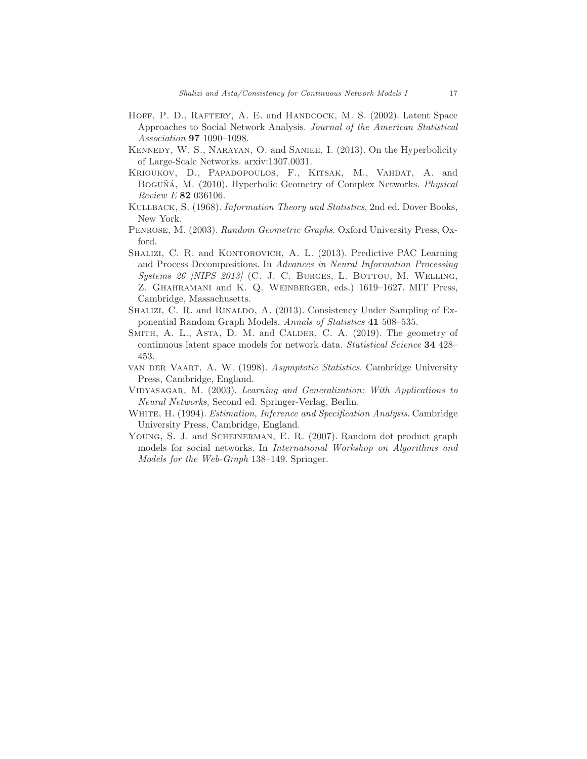Hoff, P. D., Raftery, A. E. and Handcock, M. S. (2002). Latent Space Approaches to Social Network Analysis. *Journal of the American Statistical Association* **97** 1090–1098.

Kennedy, W. S., Narayan, O. and Saniee, I. (2013). On the Hyperbolicity of Large-Scale Networks. arxiv:1307.0031.

Krioukov, D., Papadopoulos, F., Kitsak, M., Vahdat, A. and Boguñá, M. (2010). Hyperbolic Geometry of Complex Networks. *Physical Review E* **82** 036106.

Kullback, S. (1968). *Information Theory and Statistics*, 2nd ed. Dover Books, New York.

Penrose, M. (2003). *Random Geometric Graphs*. Oxford University Press, Oxford.

Shalizi, C. R. and Kontorovich, A. L. (2013). Predictive PAC Learning and Process Decompositions. In *Advances in Neural Information Processing Systems 26 [NIPS 2013]* (C. J. C. Burges, L. Bottou, M. Welling, Z. Ghahramani and K. Q. Weinberger, eds.) 1619–1627. MIT Press, Cambridge, Massachusetts.

Shalizi, C. R. and Rinaldo, A. (2013). Consistency Under Sampling of Exponential Random Graph Models. *Annals of Statistics* **41** 508–535.

Smith, A. L., Asta, D. M. and Calder, C. A. (2019). The geometry of continuous latent space models for network data. *Statistical Science* **34** 428–453.

van der Vaart, A. W. (1998). *Asymptotic Statistics*. Cambridge University Press, Cambridge, England.

Vidyasagar, M. (2003). *Learning and Generalization: With Applications to Neural Networks*, Second ed. Springer-Verlag, Berlin.

White, H. (1994). *Estimation, Inference and Specification Analysis*. Cambridge University Press, Cambridge, England.

Young, S. J. and Scheinerman, E. R. (2007). Random dot product graph models for social networks. In *International Workshop on Algorithms and Models for the Web-Graph* 138–149. Springer.